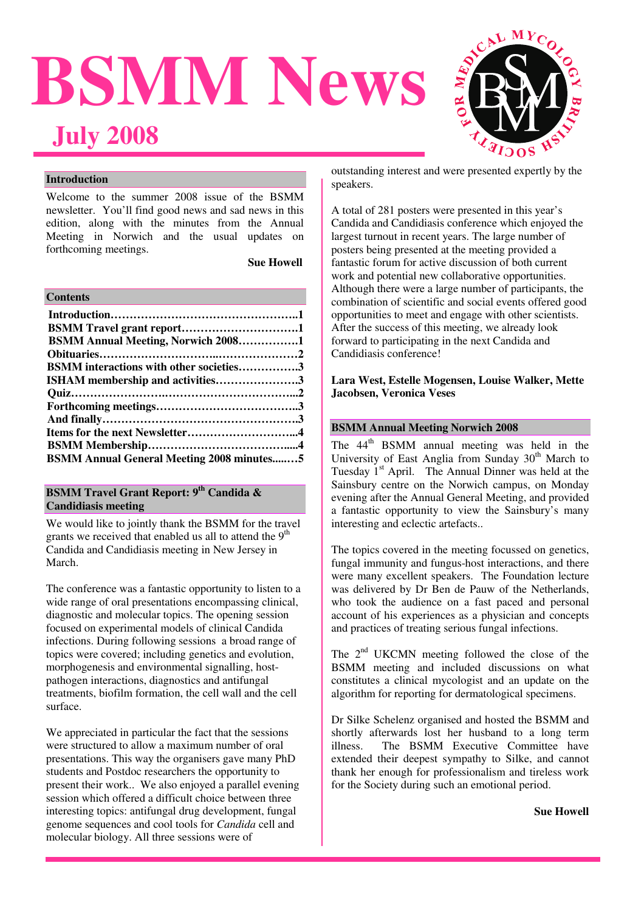# BSMM News

## July 2008

### Introduction

Welcome to the summer 2008 issue of the BSMM newsletter. You'll find good news and sad news in this edition, along with the minutes from the Annual Meeting in Norwich and the usual updates on forthcoming meetings.

**Sue Howell**

### Contents

**Introduction……………………………………………..1**
**BSMM Travel grant report…………………………..1**
**BSMM Annual Meeting, Norwich 2008…………….1**
**Obituaries…………………………..…………………2**
**BSMM interactions with other societies…………….3**
**ISHAM membership and activities………………….3**
**Quiz……………………….……………………………..2**
**Forthcoming meetings……………………………….3**
**And finally…………………………………………….3**
**Items for the next Newsletter………………………..4**
**BSMM Membership…………………………………....4**
**BSMM Annual General Meeting 2008 minutes.....…5**

### BSMM Travel Grant Report: 9th Candida & Candidiasis meeting

We would like to jointly thank the BSMM for the travel grants we received that enabled us all to attend the 9th Candida and Candidiasis meeting in New Jersey in March.

The conference was a fantastic opportunity to listen to a wide range of oral presentations encompassing clinical, diagnostic and molecular topics. The opening session focused on experimental models of clinical Candida infections. During following sessions a broad range of topics were covered; including genetics and evolution, morphogenesis and environmental signalling, host-pathogen interactions, diagnostics and antifungal treatments, biofilm formation, the cell wall and the cell surface.

We appreciated in particular the fact that the sessions were structured to allow a maximum number of oral presentations. This way the organisers gave many PhD students and Postdoc researchers the opportunity to present their work.. We also enjoyed a parallel evening session which offered a difficult choice between three interesting topics: antifungal drug development, fungal genome sequences and cool tools for *Candida* cell and molecular biology. All three sessions were of outstanding interest and were presented expertly by the speakers.

A total of 281 posters were presented in this year's Candida and Candidiasis conference which enjoyed the largest turnout in recent years. The large number of posters being presented at the meeting provided a fantastic forum for active discussion of both current work and potential new collaborative opportunities. Although there were a large number of participants, the combination of scientific and social events offered good opportunities to meet and engage with other scientists. After the success of this meeting, we already look forward to participating in the next Candida and Candidiasis conference!

**Lara West, Estelle Mogensen, Louise Walker, Mette Jacobsen, Veronica Veses**

### BSMM Annual Meeting Norwich 2008

The 44th BSMM annual meeting was held in the University of East Anglia from Sunday 30th March to Tuesday 1st April. The Annual Dinner was held at the Sainsbury centre on the Norwich campus, on Monday evening after the Annual General Meeting, and provided a fantastic opportunity to view the Sainsbury's many interesting and eclectic artefacts..

The topics covered in the meeting focussed on genetics, fungal immunity and fungus-host interactions, and there were many excellent speakers. The Foundation lecture was delivered by Dr Ben de Pauw of the Netherlands, who took the audience on a fast paced and personal account of his experiences as a physician and concepts and practices of treating serious fungal infections.

The 2nd UKCMN meeting followed the close of the BSMM meeting and included discussions on what constitutes a clinical mycologist and an update on the algorithm for reporting for dermatological specimens.

Dr Silke Schelenz organised and hosted the BSMM and shortly afterwards lost her husband to a long term illness. The BSMM Executive Committee have extended their deepest sympathy to Silke, and cannot thank her enough for professionalism and tireless work for the Society during such an emotional period.

**Sue Howell**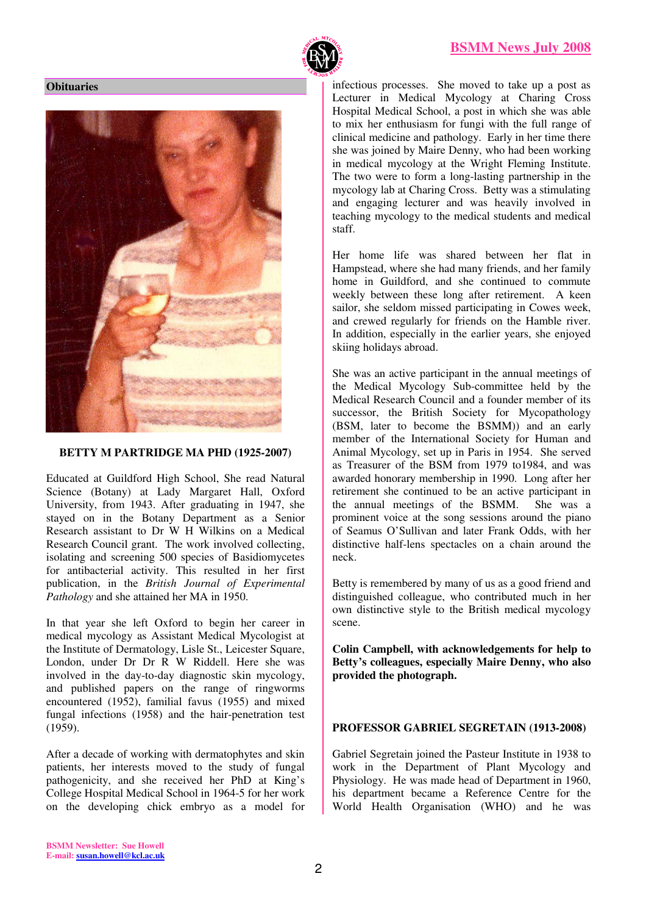## Obituaries

**BETTY M PARTRIDGE MA PHD (1925-2007)**

Educated at Guildford High School, She read Natural Science (Botany) at Lady Margaret Hall, Oxford University, from 1943. After graduating in 1947, she stayed on in the Botany Department as a Senior Research assistant to Dr W H Wilkins on a Medical Research Council grant. The work involved collecting, isolating and screening 500 species of Basidiomycetes for antibacterial activity. This resulted in her first publication, in the *British Journal of Experimental Pathology* and she attained her MA in 1950.

In that year she left Oxford to begin her career in medical mycology as Assistant Medical Mycologist at the Institute of Dermatology, Lisle St., Leicester Square, London, under Dr Dr R W Riddell. Here she was involved in the day-to-day diagnostic skin mycology, and published papers on the range of ringworms encountered (1952), familial favus (1955) and mixed fungal infections (1958) and the hair-penetration test (1959).

After a decade of working with dermatophytes and skin patients, her interests moved to the study of fungal pathogenicity, and she received her PhD at King's College Hospital Medical School in 1964-5 for her work on the developing chick embryo as a model for infectious processes. She moved to take up a post as Lecturer in Medical Mycology at Charing Cross Hospital Medical School, a post in which she was able to mix her enthusiasm for fungi with the full range of clinical medicine and pathology. Early in her time there she was joined by Maire Denny, who had been working in medical mycology at the Wright Fleming Institute. The two were to form a long-lasting partnership in the mycology lab at Charing Cross. Betty was a stimulating and engaging lecturer and was heavily involved in teaching mycology to the medical students and medical staff.

Her home life was shared between her flat in Hampstead, where she had many friends, and her family home in Guildford, and she continued to commute weekly between these long after retirement. A keen sailor, she seldom missed participating in Cowes week, and crewed regularly for friends on the Hamble river. In addition, especially in the earlier years, she enjoyed skiing holidays abroad.

She was an active participant in the annual meetings of the Medical Mycology Sub-committee held by the Medical Research Council and a founder member of its successor, the British Society for Mycopathology (BSM, later to become the BSMM)) and an early member of the International Society for Human and Animal Mycology, set up in Paris in 1954. She served as Treasurer of the BSM from 1979 to1984, and was awarded honorary membership in 1990. Long after her retirement she continued to be an active participant in the annual meetings of the BSMM. She was a prominent voice at the song sessions around the piano of Seamus O'Sullivan and later Frank Odds, with her distinctive half-lens spectacles on a chain around the neck.

Betty is remembered by many of us as a good friend and distinguished colleague, who contributed much in her own distinctive style to the British medical mycology scene.

**Colin Campbell, with acknowledgements for help to Betty's colleagues, especially Maire Denny, who also provided the photograph.**

**PROFESSOR GABRIEL SEGRETAIN (1913-2008)**

Gabriel Segretain joined the Pasteur Institute in 1938 to work in the Department of Plant Mycology and Physiology. He was made head of Department in 1960, his department became a Reference Centre for the World Health Organisation (WHO) and he was

BSMM Newsletter: Sue Howell
E-mail: susan.howell@kcl.ac.uk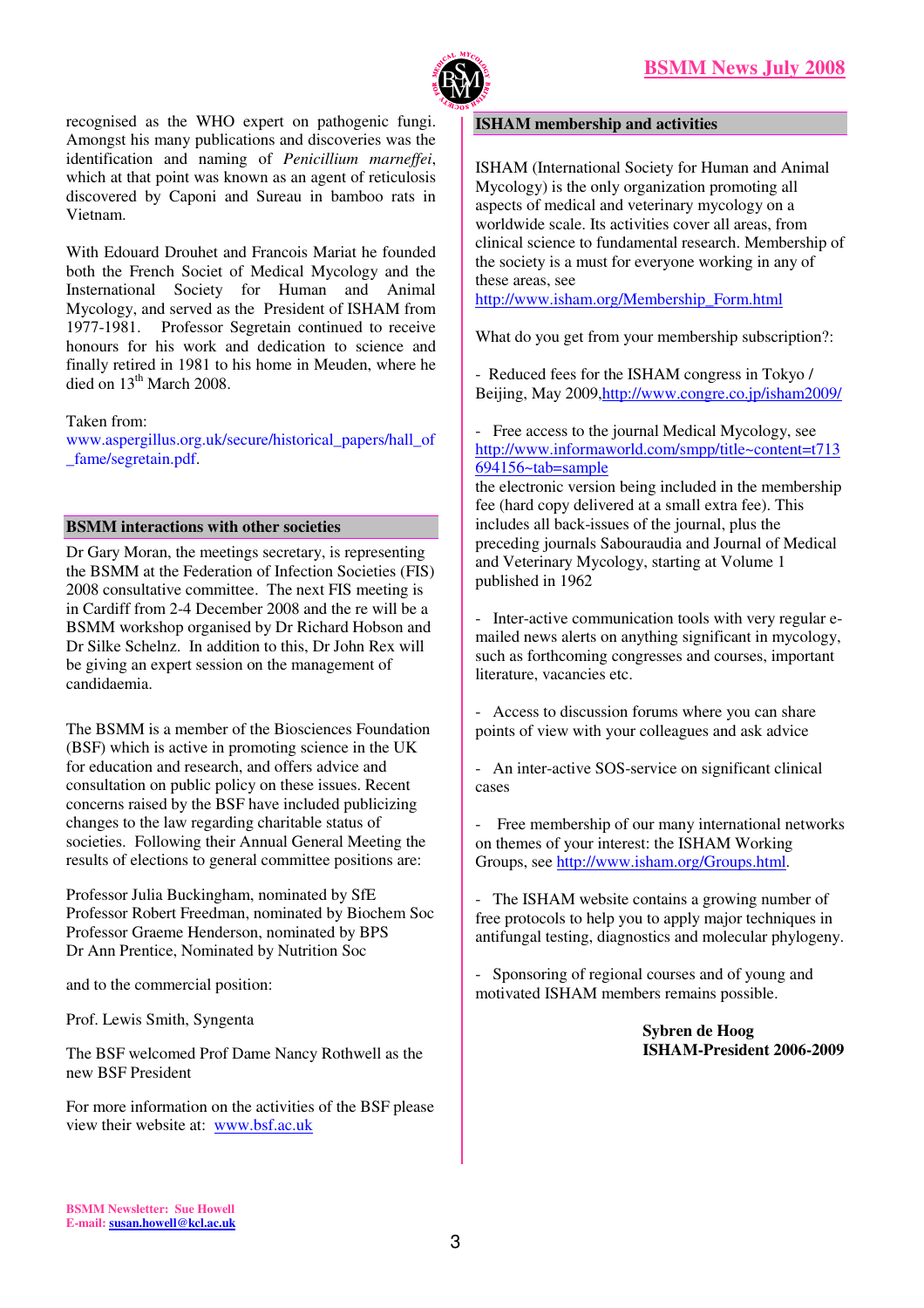recognised as the WHO expert on pathogenic fungi. Amongst his many publications and discoveries was the identification and naming of *Penicillium marneffei*, which at that point was known as an agent of reticulosis discovered by Caponi and Sureau in bamboo rats in Vietnam.

With Edouard Drouhet and Francois Mariat he founded both the French Societ of Medical Mycology and the Insternational Society for Human and Animal Mycology, and served as the President of ISHAM from 1977-1981. Professor Segretain continued to receive honours for his work and dedication to science and finally retired in 1981 to his home in Meuden, where he died on 13th March 2008.

Taken from:
www.aspergillus.org.uk/secure/historical_papers/hall_of_fame/segretain.pdf.

## BSMM interactions with other societies

Dr Gary Moran, the meetings secretary, is representing the BSMM at the Federation of Infection Societies (FIS) 2008 consultative committee. The next FIS meeting is in Cardiff from 2-4 December 2008 and the re will be a BSMM workshop organised by Dr Richard Hobson and Dr Silke Schelnz. In addition to this, Dr John Rex will be giving an expert session on the management of candidaemia.

The BSMM is a member of the Biosciences Foundation (BSF) which is active in promoting science in the UK for education and research, and offers advice and consultation on public policy on these issues. Recent concerns raised by the BSF have included publicizing changes to the law regarding charitable status of societies. Following their Annual General Meeting the results of elections to general committee positions are:

Professor Julia Buckingham, nominated by SfE
Professor Robert Freedman, nominated by Biochem Soc
Professor Graeme Henderson, nominated by BPS
Dr Ann Prentice, Nominated by Nutrition Soc

and to the commercial position:

Prof. Lewis Smith, Syngenta

The BSF welcomed Prof Dame Nancy Rothwell as the new BSF President

For more information on the activities of the BSF please view their website at: www.bsf.ac.uk

## ISHAM membership and activities

ISHAM (International Society for Human and Animal Mycology) is the only organization promoting all aspects of medical and veterinary mycology on a worldwide scale. Its activities cover all areas, from clinical science to fundamental research. Membership of the society is a must for everyone working in any of these areas, see http://www.isham.org/Membership_Form.html

What do you get from your membership subscription?:

- Reduced fees for the ISHAM congress in Tokyo / Beijing, May 2009,http://www.congre.co.jp/isham2009/

- Free access to the journal Medical Mycology, see http://www.informaworld.com/smpp/title~content=t713694156~tab=sample the electronic version being included in the membership fee (hard copy delivered at a small extra fee). This includes all back-issues of the journal, plus the preceding journals Sabouraudia and Journal of Medical and Veterinary Mycology, starting at Volume 1 published in 1962

- Inter-active communication tools with very regular e-mailed news alerts on anything significant in mycology, such as forthcoming congresses and courses, important literature, vacancies etc.

- Access to discussion forums where you can share points of view with your colleagues and ask advice

- An inter-active SOS-service on significant clinical cases

- Free membership of our many international networks on themes of your interest: the ISHAM Working Groups, see http://www.isham.org/Groups.html.

- The ISHAM website contains a growing number of free protocols to help you to apply major techniques in antifungal testing, diagnostics and molecular phylogeny.

- Sponsoring of regional courses and of young and motivated ISHAM members remains possible.

**Sybren de Hoog**
**ISHAM-President 2006-2009**

**BSMM Newsletter: Sue Howell**
**E-mail: susan.howell@kcl.ac.uk**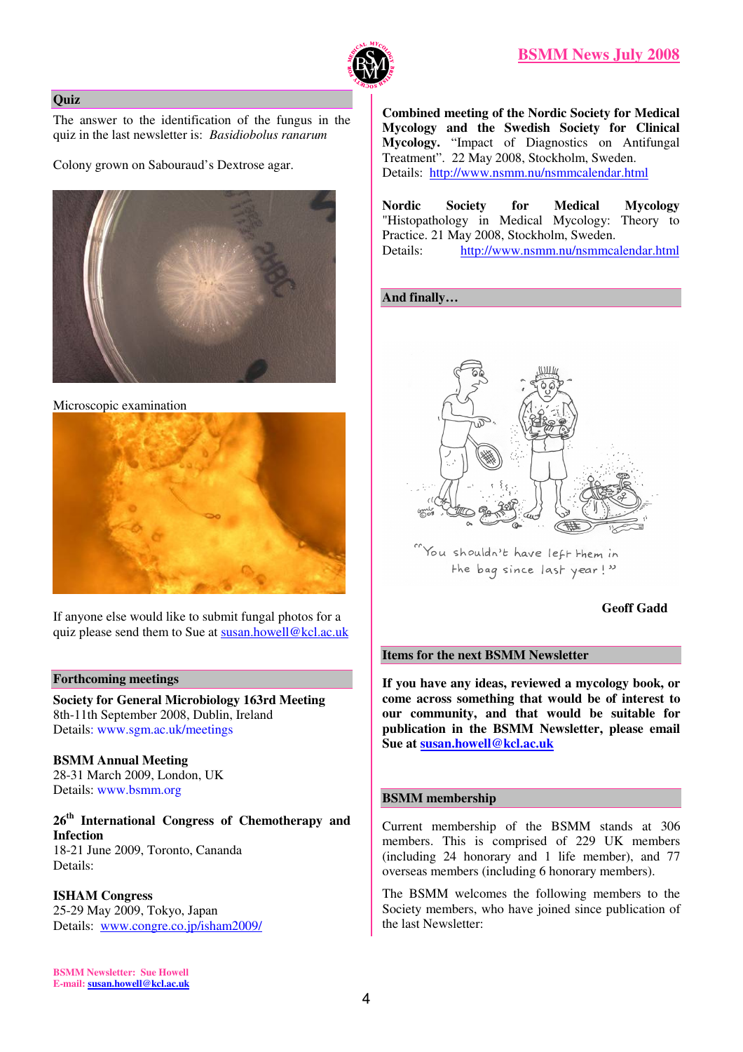## Quiz

The answer to the identification of the fungus in the quiz in the last newsletter is: *Basidiobolus ranarum*

Colony grown on Sabouraud's Dextrose agar.

Microscopic examination

If anyone else would like to submit fungal photos for a quiz please send them to Sue at susan.howell@kcl.ac.uk

## Forthcoming meetings

**Society for General Microbiology 163rd Meeting**
8th-11th September 2008, Dublin, Ireland
Details: www.sgm.ac.uk/meetings

**BSMM Annual Meeting**
28-31 March 2009, London, UK
Details: www.bsmm.org

**26th International Congress of Chemotherapy and Infection**
18-21 June 2009, Toronto, Cananda
Details:

**ISHAM Congress**
25-29 May 2009, Tokyo, Japan
Details: www.congre.co.jp/isham2009/

**Combined meeting of the Nordic Society for Medical Mycology and the Swedish Society for Clinical Mycology.** "Impact of Diagnostics on Antifungal Treatment". 22 May 2008, Stockholm, Sweden.
Details: http://www.nsmm.nu/nsmmcalendar.html

**Nordic Society for Medical Mycology** "Histopathology in Medical Mycology: Theory to Practice. 21 May 2008, Stockholm, Sweden.
Details: http://www.nsmm.nu/nsmmcalendar.html

## And finally…

"You shouldn't have left them in the bag since last year!"

**Geoff Gadd**

## Items for the next BSMM Newsletter

**If you have any ideas, reviewed a mycology book, or come across something that would be of interest to our community, and that would be suitable for publication in the BSMM Newsletter, please email Sue at susan.howell@kcl.ac.uk**

## BSMM membership

Current membership of the BSMM stands at 306 members. This is comprised of 229 UK members (including 24 honorary and 1 life member), and 77 overseas members (including 6 honorary members).

The BSMM welcomes the following members to the Society members, who have joined since publication of the last Newsletter:

**BSMM Newsletter: Sue Howell**
**E-mail: susan.howell@kcl.ac.uk**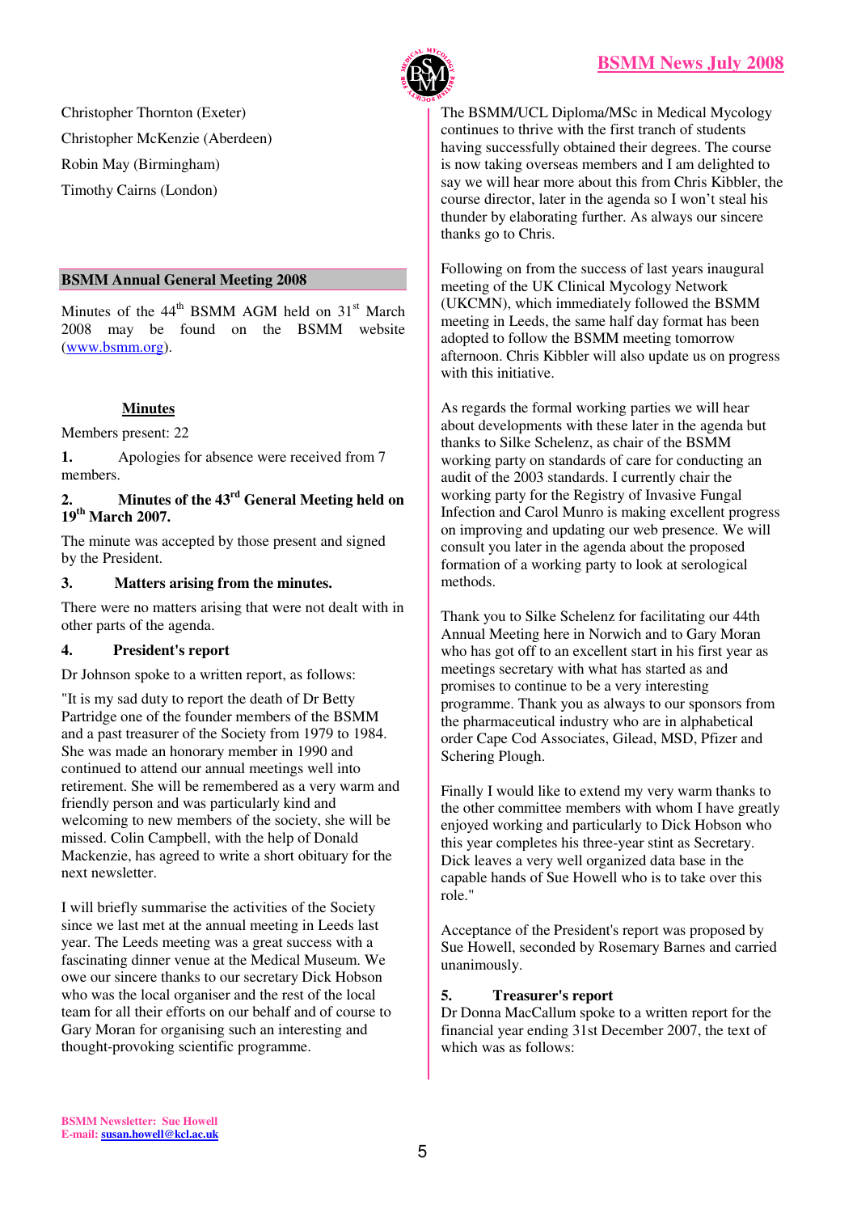Christopher Thornton (Exeter)

Christopher McKenzie (Aberdeen)

Robin May (Birmingham)

Timothy Cairns (London)

## BSMM Annual General Meeting 2008

Minutes of the 44th BSMM AGM held on 31st March 2008 may be found on the BSMM website (www.bsmm.org).

### Minutes

Members present: 22

**1.** Apologies for absence were received from 7 members.

**2. Minutes of the 43rd General Meeting held on 19th March 2007.**

The minute was accepted by those present and signed by the President.

**3. Matters arising from the minutes.**

There were no matters arising that were not dealt with in other parts of the agenda.

**4. President's report**

Dr Johnson spoke to a written report, as follows:

"It is my sad duty to report the death of Dr Betty Partridge one of the founder members of the BSMM and a past treasurer of the Society from 1979 to 1984. She was made an honorary member in 1990 and continued to attend our annual meetings well into retirement. She will be remembered as a very warm and friendly person and was particularly kind and welcoming to new members of the society, she will be missed. Colin Campbell, with the help of Donald Mackenzie, has agreed to write a short obituary for the next newsletter.

I will briefly summarise the activities of the Society since we last met at the annual meeting in Leeds last year. The Leeds meeting was a great success with a fascinating dinner venue at the Medical Museum. We owe our sincere thanks to our secretary Dick Hobson who was the local organiser and the rest of the local team for all their efforts on our behalf and of course to Gary Moran for organising such an interesting and thought-provoking scientific programme.

The BSMM/UCL Diploma/MSc in Medical Mycology continues to thrive with the first tranch of students having successfully obtained their degrees. The course is now taking overseas members and I am delighted to say we will hear more about this from Chris Kibbler, the course director, later in the agenda so I won't steal his thunder by elaborating further. As always our sincere thanks go to Chris.

Following on from the success of last years inaugural meeting of the UK Clinical Mycology Network (UKCMN), which immediately followed the BSMM meeting in Leeds, the same half day format has been adopted to follow the BSMM meeting tomorrow afternoon. Chris Kibbler will also update us on progress with this initiative.

As regards the formal working parties we will hear about developments with these later in the agenda but thanks to Silke Schelenz, as chair of the BSMM working party on standards of care for conducting an audit of the 2003 standards. I currently chair the working party for the Registry of Invasive Fungal Infection and Carol Munro is making excellent progress on improving and updating our web presence. We will consult you later in the agenda about the proposed formation of a working party to look at serological methods.

Thank you to Silke Schelenz for facilitating our 44th Annual Meeting here in Norwich and to Gary Moran who has got off to an excellent start in his first year as meetings secretary with what has started as and promises to continue to be a very interesting programme. Thank you as always to our sponsors from the pharmaceutical industry who are in alphabetical order Cape Cod Associates, Gilead, MSD, Pfizer and Schering Plough.

Finally I would like to extend my very warm thanks to the other committee members with whom I have greatly enjoyed working and particularly to Dick Hobson who this year completes his three-year stint as Secretary. Dick leaves a very well organized data base in the capable hands of Sue Howell who is to take over this role."

Acceptance of the President's report was proposed by Sue Howell, seconded by Rosemary Barnes and carried unanimously.

**5. Treasurer's report**

Dr Donna MacCallum spoke to a written report for the financial year ending 31st December 2007, the text of which was as follows: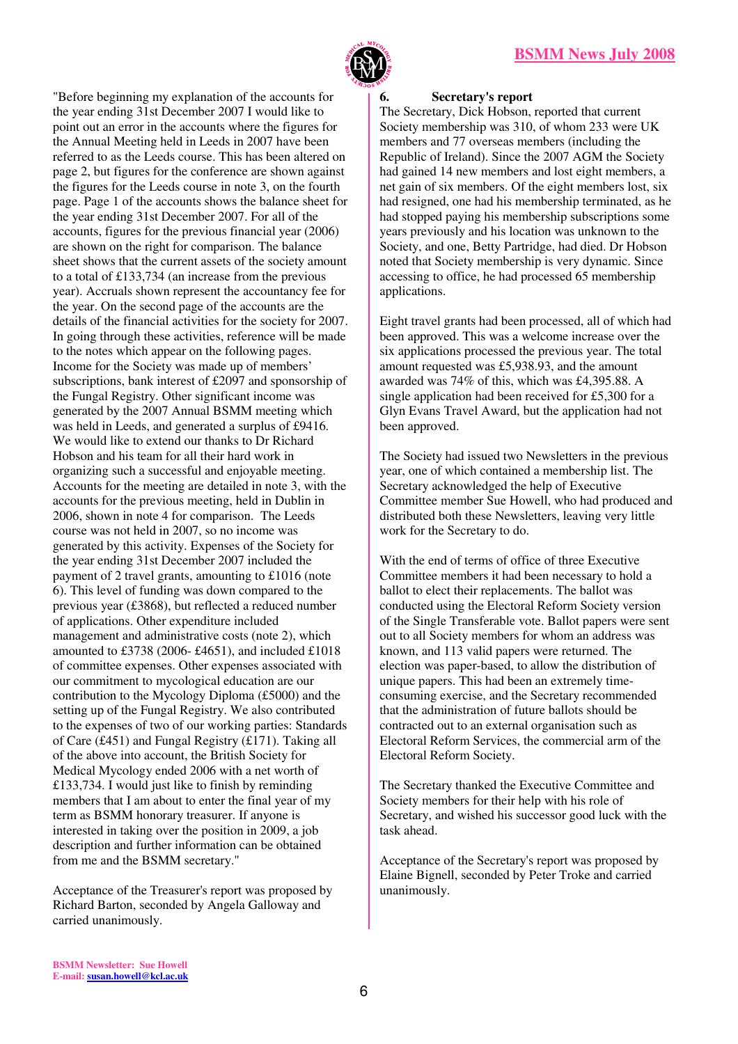"Before beginning my explanation of the accounts for the year ending 31st December 2007 I would like to point out an error in the accounts where the figures for the Annual Meeting held in Leeds in 2007 have been referred to as the Leeds course. This has been altered on page 2, but figures for the conference are shown against the figures for the Leeds course in note 3, on the fourth page. Page 1 of the accounts shows the balance sheet for the year ending 31st December 2007. For all of the accounts, figures for the previous financial year (2006) are shown on the right for comparison. The balance sheet shows that the current assets of the society amount to a total of £133,734 (an increase from the previous year). Accruals shown represent the accountancy fee for the year. On the second page of the accounts are the details of the financial activities for the society for 2007. In going through these activities, reference will be made to the notes which appear on the following pages. Income for the Society was made up of members' subscriptions, bank interest of £2097 and sponsorship of the Fungal Registry. Other significant income was generated by the 2007 Annual BSMM meeting which was held in Leeds, and generated a surplus of £9416. We would like to extend our thanks to Dr Richard Hobson and his team for all their hard work in organizing such a successful and enjoyable meeting. Accounts for the meeting are detailed in note 3, with the accounts for the previous meeting, held in Dublin in 2006, shown in note 4 for comparison. The Leeds course was not held in 2007, so no income was generated by this activity. Expenses of the Society for the year ending 31st December 2007 included the payment of 2 travel grants, amounting to £1016 (note 6). This level of funding was down compared to the previous year (£3868), but reflected a reduced number of applications. Other expenditure included management and administrative costs (note 2), which amounted to £3738 (2006- £4651), and included £1018 of committee expenses. Other expenses associated with our commitment to mycological education are our contribution to the Mycology Diploma (£5000) and the setting up of the Fungal Registry. We also contributed to the expenses of two of our working parties: Standards of Care (£451) and Fungal Registry (£171). Taking all of the above into account, the British Society for Medical Mycology ended 2006 with a net worth of £133,734. I would just like to finish by reminding members that I am about to enter the final year of my term as BSMM honorary treasurer. If anyone is interested in taking over the position in 2009, a job description and further information can be obtained from me and the BSMM secretary."

Acceptance of the Treasurer's report was proposed by Richard Barton, seconded by Angela Galloway and carried unanimously.

### 6. Secretary's report

The Secretary, Dick Hobson, reported that current Society membership was 310, of whom 233 were UK members and 77 overseas members (including the Republic of Ireland). Since the 2007 AGM the Society had gained 14 new members and lost eight members, a net gain of six members. Of the eight members lost, six had resigned, one had his membership terminated, as he had stopped paying his membership subscriptions some years previously and his location was unknown to the Society, and one, Betty Partridge, had died. Dr Hobson noted that Society membership is very dynamic. Since accessing to office, he had processed 65 membership applications.

Eight travel grants had been processed, all of which had been approved. This was a welcome increase over the six applications processed the previous year. The total amount requested was £5,938.93, and the amount awarded was 74% of this, which was £4,395.88. A single application had been received for £5,300 for a Glyn Evans Travel Award, but the application had not been approved.

The Society had issued two Newsletters in the previous year, one of which contained a membership list. The Secretary acknowledged the help of Executive Committee member Sue Howell, who had produced and distributed both these Newsletters, leaving very little work for the Secretary to do.

With the end of terms of office of three Executive Committee members it had been necessary to hold a ballot to elect their replacements. The ballot was conducted using the Electoral Reform Society version of the Single Transferable vote. Ballot papers were sent out to all Society members for whom an address was known, and 113 valid papers were returned. The election was paper-based, to allow the distribution of unique papers. This had been an extremely time-consuming exercise, and the Secretary recommended that the administration of future ballots should be contracted out to an external organisation such as Electoral Reform Services, the commercial arm of the Electoral Reform Society.

The Secretary thanked the Executive Committee and Society members for their help with his role of Secretary, and wished his successor good luck with the task ahead.

Acceptance of the Secretary's report was proposed by Elaine Bignell, seconded by Peter Troke and carried unanimously.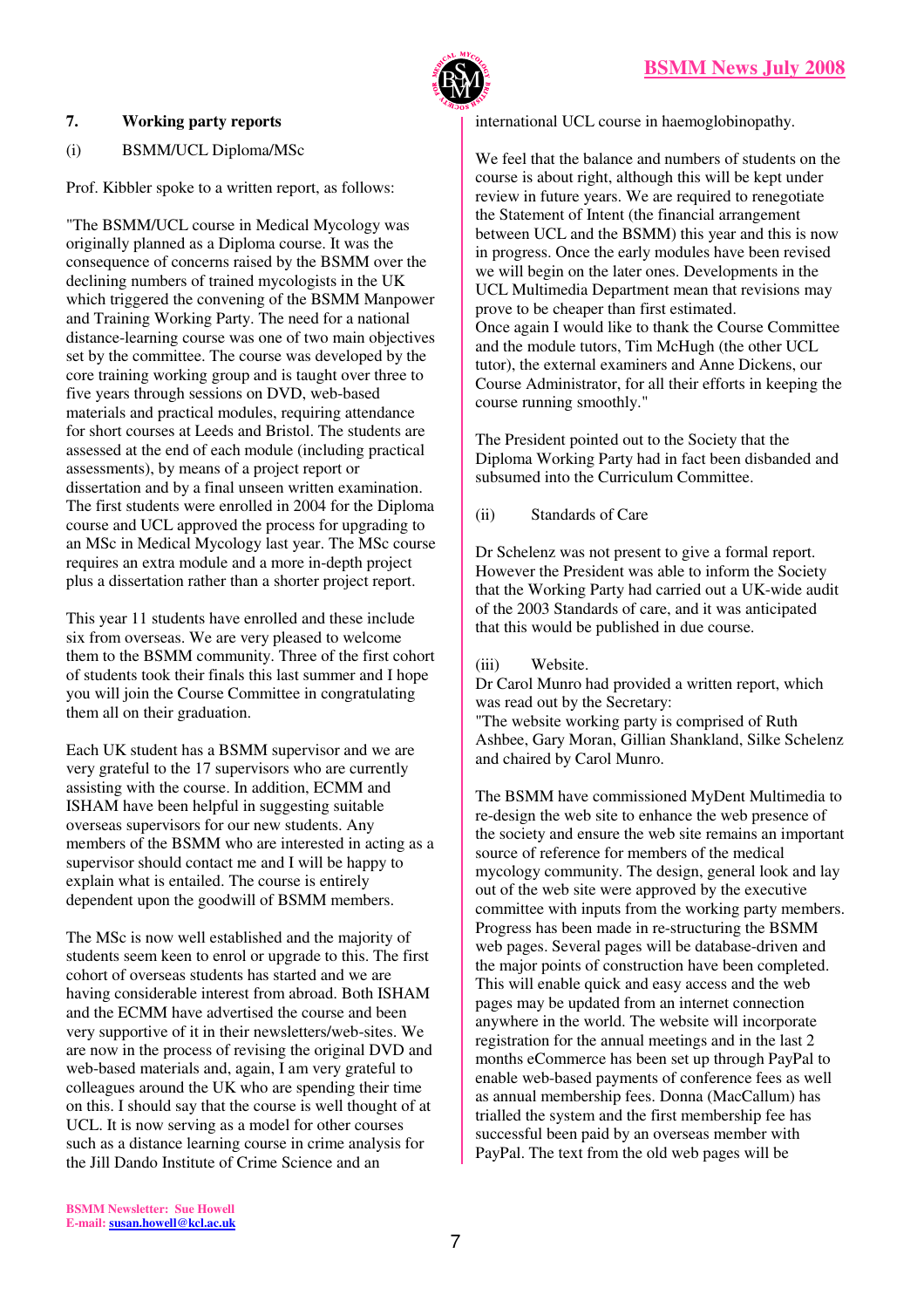## 7. Working party reports

### (i) BSMM/UCL Diploma/MSc

Prof. Kibbler spoke to a written report, as follows:

"The BSMM/UCL course in Medical Mycology was originally planned as a Diploma course. It was the consequence of concerns raised by the BSMM over the declining numbers of trained mycologists in the UK which triggered the convening of the BSMM Manpower and Training Working Party. The need for a national distance-learning course was one of two main objectives set by the committee. The course was developed by the core training working group and is taught over three to five years through sessions on DVD, web-based materials and practical modules, requiring attendance for short courses at Leeds and Bristol. The students are assessed at the end of each module (including practical assessments), by means of a project report or dissertation and by a final unseen written examination. The first students were enrolled in 2004 for the Diploma course and UCL approved the process for upgrading to an MSc in Medical Mycology last year. The MSc course requires an extra module and a more in-depth project plus a dissertation rather than a shorter project report.

This year 11 students have enrolled and these include six from overseas. We are very pleased to welcome them to the BSMM community. Three of the first cohort of students took their finals this last summer and I hope you will join the Course Committee in congratulating them all on their graduation.

Each UK student has a BSMM supervisor and we are very grateful to the 17 supervisors who are currently assisting with the course. In addition, ECMM and ISHAM have been helpful in suggesting suitable overseas supervisors for our new students. Any members of the BSMM who are interested in acting as a supervisor should contact me and I will be happy to explain what is entailed. The course is entirely dependent upon the goodwill of BSMM members.

The MSc is now well established and the majority of students seem keen to enrol or upgrade to this. The first cohort of overseas students has started and we are having considerable interest from abroad. Both ISHAM and the ECMM have advertised the course and been very supportive of it in their newsletters/web-sites. We are now in the process of revising the original DVD and web-based materials and, again, I am very grateful to colleagues around the UK who are spending their time on this. I should say that the course is well thought of at UCL. It is now serving as a model for other courses such as a distance learning course in crime analysis for the Jill Dando Institute of Crime Science and an international UCL course in haemoglobinopathy.

We feel that the balance and numbers of students on the course is about right, although this will be kept under review in future years. We are required to renegotiate the Statement of Intent (the financial arrangement between UCL and the BSMM) this year and this is now in progress. Once the early modules have been revised we will begin on the later ones. Developments in the UCL Multimedia Department mean that revisions may prove to be cheaper than first estimated.
Once again I would like to thank the Course Committee and the module tutors, Tim McHugh (the other UCL tutor), the external examiners and Anne Dickens, our Course Administrator, for all their efforts in keeping the course running smoothly."

The President pointed out to the Society that the Diploma Working Party had in fact been disbanded and subsumed into the Curriculum Committee.

### (ii) Standards of Care

Dr Schelenz was not present to give a formal report. However the President was able to inform the Society that the Working Party had carried out a UK-wide audit of the 2003 Standards of care, and it was anticipated that this would be published in due course.

### (iii) Website.

Dr Carol Munro had provided a written report, which was read out by the Secretary:
"The website working party is comprised of Ruth Ashbee, Gary Moran, Gillian Shankland, Silke Schelenz and chaired by Carol Munro.

The BSMM have commissioned MyDent Multimedia to re-design the web site to enhance the web presence of the society and ensure the web site remains an important source of reference for members of the medical mycology community. The design, general look and lay out of the web site were approved by the executive committee with inputs from the working party members. Progress has been made in re-structuring the BSMM web pages. Several pages will be database-driven and the major points of construction have been completed. This will enable quick and easy access and the web pages may be updated from an internet connection anywhere in the world. The website will incorporate registration for the annual meetings and in the last 2 months eCommerce has been set up through PayPal to enable web-based payments of conference fees as well as annual membership fees. Donna (MacCallum) has trialled the system and the first membership fee has successful been paid by an overseas member with PayPal. The text from the old web pages will be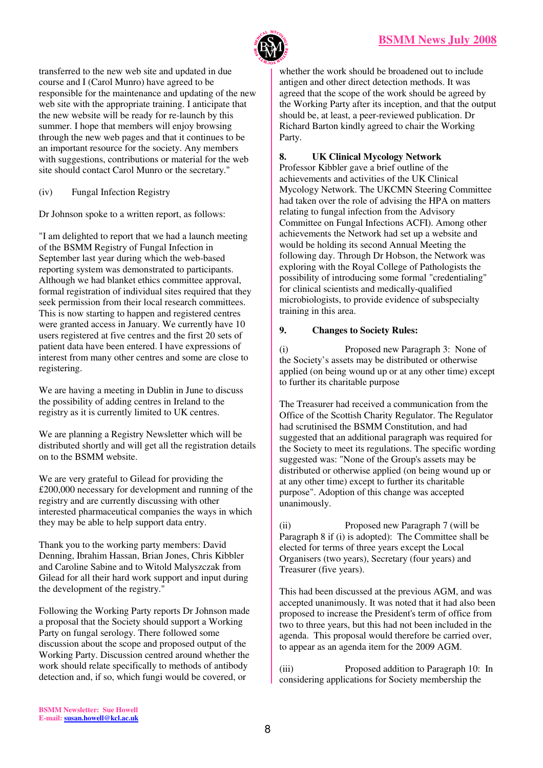transferred to the new web site and updated in due course and I (Carol Munro) have agreed to be responsible for the maintenance and updating of the new web site with the appropriate training. I anticipate that the new website will be ready for re-launch by this summer. I hope that members will enjoy browsing through the new web pages and that it continues to be an important resource for the society. Any members with suggestions, contributions or material for the web site should contact Carol Munro or the secretary."

(iv) Fungal Infection Registry

Dr Johnson spoke to a written report, as follows:

"I am delighted to report that we had a launch meeting of the BSMM Registry of Fungal Infection in September last year during which the web-based reporting system was demonstrated to participants. Although we had blanket ethics committee approval, formal registration of individual sites required that they seek permission from their local research committees. This is now starting to happen and registered centres were granted access in January. We currently have 10 users registered at five centres and the first 20 sets of patient data have been entered. I have expressions of interest from many other centres and some are close to registering.

We are having a meeting in Dublin in June to discuss the possibility of adding centres in Ireland to the registry as it is currently limited to UK centres.

We are planning a Registry Newsletter which will be distributed shortly and will get all the registration details on to the BSMM website.

We are very grateful to Gilead for providing the £200,000 necessary for development and running of the registry and are currently discussing with other interested pharmaceutical companies the ways in which they may be able to help support data entry.

Thank you to the working party members: David Denning, Ibrahim Hassan, Brian Jones, Chris Kibbler and Caroline Sabine and to Witold Malyszczak from Gilead for all their hard work support and input during the development of the registry."

Following the Working Party reports Dr Johnson made a proposal that the Society should support a Working Party on fungal serology. There followed some discussion about the scope and proposed output of the Working Party. Discussion centred around whether the work should relate specifically to methods of antibody detection and, if so, which fungi would be covered, or whether the work should be broadened out to include antigen and other direct detection methods. It was agreed that the scope of the work should be agreed by the Working Party after its inception, and that the output should be, at least, a peer-reviewed publication. Dr Richard Barton kindly agreed to chair the Working Party.

**8. UK Clinical Mycology Network**

Professor Kibbler gave a brief outline of the achievements and activities of the UK Clinical Mycology Network. The UKCMN Steering Committee had taken over the role of advising the HPA on matters relating to fungal infection from the Advisory Committee on Fungal Infections ACFI). Among other achievements the Network had set up a website and would be holding its second Annual Meeting the following day. Through Dr Hobson, the Network was exploring with the Royal College of Pathologists the possibility of introducing some formal "credentialing" for clinical scientists and medically-qualified microbiologists, to provide evidence of subspecialty training in this area.

**9. Changes to Society Rules:**

(i) Proposed new Paragraph 3: None of the Society's assets may be distributed or otherwise applied (on being wound up or at any other time) except to further its charitable purpose

The Treasurer had received a communication from the Office of the Scottish Charity Regulator. The Regulator had scrutinised the BSMM Constitution, and had suggested that an additional paragraph was required for the Society to meet its regulations. The specific wording suggested was: "None of the Group's assets may be distributed or otherwise applied (on being wound up or at any other time) except to further its charitable purpose". Adoption of this change was accepted unanimously.

(ii) Proposed new Paragraph 7 (will be Paragraph 8 if (i) is adopted): The Committee shall be elected for terms of three years except the Local Organisers (two years), Secretary (four years) and Treasurer (five years).

This had been discussed at the previous AGM, and was accepted unanimously. It was noted that it had also been proposed to increase the President's term of office from two to three years, but this had not been included in the agenda. This proposal would therefore be carried over, to appear as an agenda item for the 2009 AGM.

(iii) Proposed addition to Paragraph 10: In considering applications for Society membership the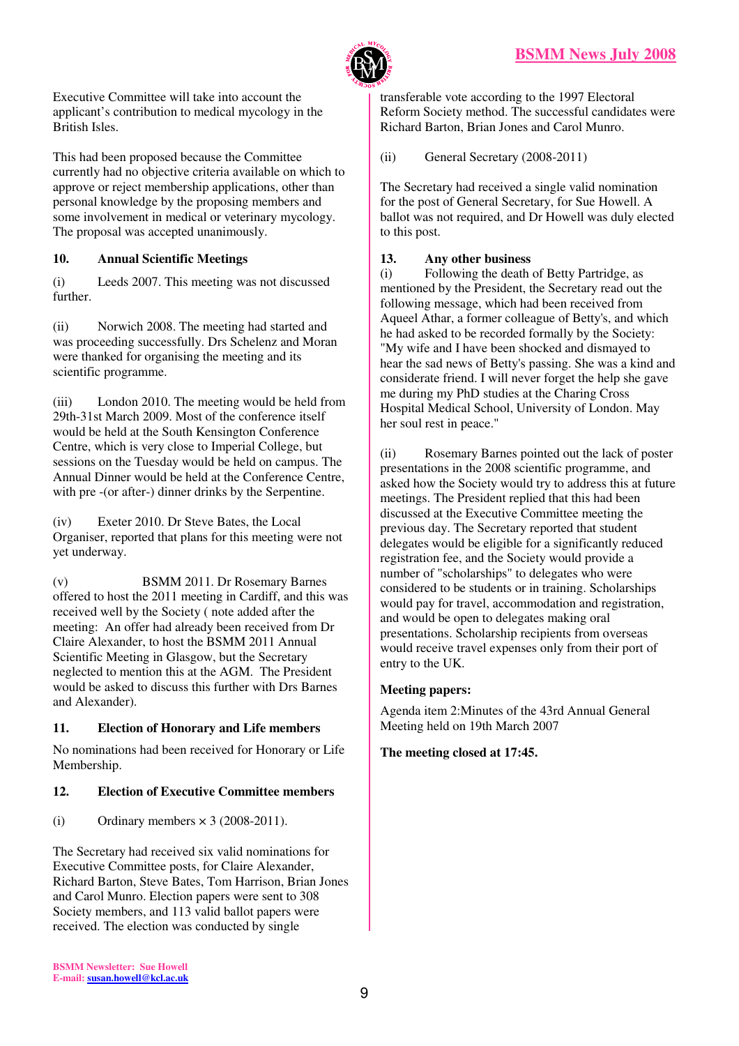Executive Committee will take into account the applicant's contribution to medical mycology in the British Isles.

This had been proposed because the Committee currently had no objective criteria available on which to approve or reject membership applications, other than personal knowledge by the proposing members and some involvement in medical or veterinary mycology. The proposal was accepted unanimously.

**10. Annual Scientific Meetings**

(i) Leeds 2007. This meeting was not discussed further.

(ii) Norwich 2008. The meeting had started and was proceeding successfully. Drs Schelenz and Moran were thanked for organising the meeting and its scientific programme.

(iii) London 2010. The meeting would be held from 29th-31st March 2009. Most of the conference itself would be held at the South Kensington Conference Centre, which is very close to Imperial College, but sessions on the Tuesday would be held on campus. The Annual Dinner would be held at the Conference Centre, with pre -(or after-) dinner drinks by the Serpentine.

(iv) Exeter 2010. Dr Steve Bates, the Local Organiser, reported that plans for this meeting were not yet underway.

(v) BSMM 2011. Dr Rosemary Barnes offered to host the 2011 meeting in Cardiff, and this was received well by the Society ( note added after the meeting: An offer had already been received from Dr Claire Alexander, to host the BSMM 2011 Annual Scientific Meeting in Glasgow, but the Secretary neglected to mention this at the AGM. The President would be asked to discuss this further with Drs Barnes and Alexander).

**11. Election of Honorary and Life members**

No nominations had been received for Honorary or Life Membership.

**12. Election of Executive Committee members**

(i) Ordinary members × 3 (2008-2011).

The Secretary had received six valid nominations for Executive Committee posts, for Claire Alexander, Richard Barton, Steve Bates, Tom Harrison, Brian Jones and Carol Munro. Election papers were sent to 308 Society members, and 113 valid ballot papers were received. The election was conducted by single transferable vote according to the 1997 Electoral Reform Society method. The successful candidates were Richard Barton, Brian Jones and Carol Munro.

(ii) General Secretary (2008-2011)

The Secretary had received a single valid nomination for the post of General Secretary, for Sue Howell. A ballot was not required, and Dr Howell was duly elected to this post.

**13. Any other business**

(i) Following the death of Betty Partridge, as mentioned by the President, the Secretary read out the following message, which had been received from Aqueel Athar, a former colleague of Betty's, and which he had asked to be recorded formally by the Society: "My wife and I have been shocked and dismayed to hear the sad news of Betty's passing. She was a kind and considerate friend. I will never forget the help she gave me during my PhD studies at the Charing Cross Hospital Medical School, University of London. May her soul rest in peace."

(ii) Rosemary Barnes pointed out the lack of poster presentations in the 2008 scientific programme, and asked how the Society would try to address this at future meetings. The President replied that this had been discussed at the Executive Committee meeting the previous day. The Secretary reported that student delegates would be eligible for a significantly reduced registration fee, and the Society would provide a number of "scholarships" to delegates who were considered to be students or in training. Scholarships would pay for travel, accommodation and registration, and would be open to delegates making oral presentations. Scholarship recipients from overseas would receive travel expenses only from their port of entry to the UK.

**Meeting papers:**

Agenda item 2:Minutes of the 43rd Annual General Meeting held on 19th March 2007

**The meeting closed at 17:45.**